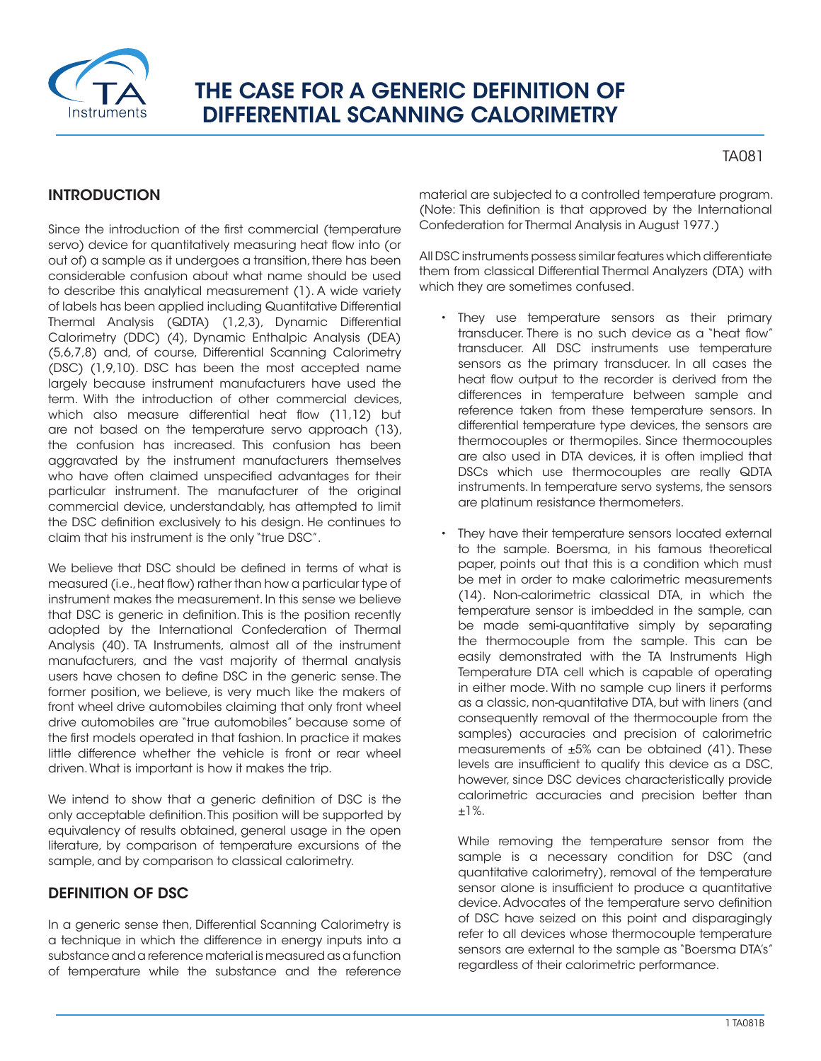# THE CASE FOR A GENERIC DEFINITION OF DIFFERENTIAL SCANNING CALORIMETRY

TA081

## INTRODUCTION

Since the introduction of the first commercial (temperature servo) device for quantitatively measuring heat flow into (or out of) a sample as it undergoes a transition, there has been considerable confusion about what name should be used to describe this analytical measurement (1). A wide variety of labels has been applied including Quantitative Differential Thermal Analysis (QDTA) (1,2,3), Dynamic Differential Calorimetry (DDC) (4), Dynamic Enthalpic Analysis (DEA) (5,6,7,8) and, of course, Differential Scanning Calorimetry (DSC) (1,9,10). DSC has been the most accepted name largely because instrument manufacturers have used the term. With the introduction of other commercial devices, which also measure differential heat flow (11,12) but are not based on the temperature servo approach (13), the confusion has increased. This confusion has been aggravated by the instrument manufacturers themselves who have often claimed unspecified advantages for their particular instrument. The manufacturer of the original commercial device, understandably, has attempted to limit the DSC definition exclusively to his design. He continues to claim that his instrument is the only "true DSC".

We believe that DSC should be defined in terms of what is measured (i.e., heat flow) rather than how a particular type of instrument makes the measurement. In this sense we believe that DSC is generic in definition. This is the position recently adopted by the International Confederation of Thermal Analysis (40). TA Instruments, almost all of the instrument manufacturers, and the vast majority of thermal analysis users have chosen to define DSC in the generic sense. The former position, we believe, is very much like the makers of front wheel drive automobiles claiming that only front wheel drive automobiles are "true automobiles" because some of the first models operated in that fashion. In practice it makes little difference whether the vehicle is front or rear wheel driven. What is important is how it makes the trip.

We intend to show that a generic definition of DSC is the only acceptable definition. This position will be supported by equivalency of results obtained, general usage in the open literature, by comparison of temperature excursions of the sample, and by comparison to classical calorimetry.

## DEFINITION OF DSC

In a generic sense then, Differential Scanning Calorimetry is a technique in which the difference in energy inputs into a substance and a reference material is measured as a function of temperature while the substance and the reference material are subjected to a controlled temperature program. (Note: This definition is that approved by the International Confederation for Thermal Analysis in August 1977.)

All DSC instruments possess similar features which differentiate them from classical Differential Thermal Analyzers (DTA) with which they are sometimes confused.

- They use temperature sensors as their primary transducer. There is no such device as a "heat flow" transducer. All DSC instruments use temperature sensors as the primary transducer. In all cases the heat flow output to the recorder is derived from the differences in temperature between sample and reference taken from these temperature sensors. In differential temperature type devices, the sensors are thermocouples or thermopiles. Since thermocouples are also used in DTA devices, it is often implied that DSCs which use thermocouples are really QDTA instruments. In temperature servo systems, the sensors are platinum resistance thermometers.

- They have their temperature sensors located external to the sample. Boersma, in his famous theoretical paper, points out that this is a condition which must be met in order to make calorimetric measurements (14). Non-calorimetric classical DTA, in which the temperature sensor is imbedded in the sample, can be made semi-quantitative simply by separating the thermocouple from the sample. This can be easily demonstrated with the TA Instruments High Temperature DTA cell which is capable of operating in either mode. With no sample cup liners it performs as a classic, non-quantitative DTA, but with liners (and consequently removal of the thermocouple from the samples) accuracies and precision of calorimetric measurements of ±5% can be obtained (41). These levels are insufficient to qualify this device as a DSC, however, since DSC devices characteristically provide calorimetric accuracies and precision better than ±1%.

  While removing the temperature sensor from the sample is a necessary condition for DSC (and quantitative calorimetry), removal of the temperature sensor alone is insufficient to produce a quantitative device. Advocates of the temperature servo definition of DSC have seized on this point and disparagingly refer to all devices whose thermocouple temperature sensors are external to the sample as "Boersma DTA's" regardless of their calorimetric performance.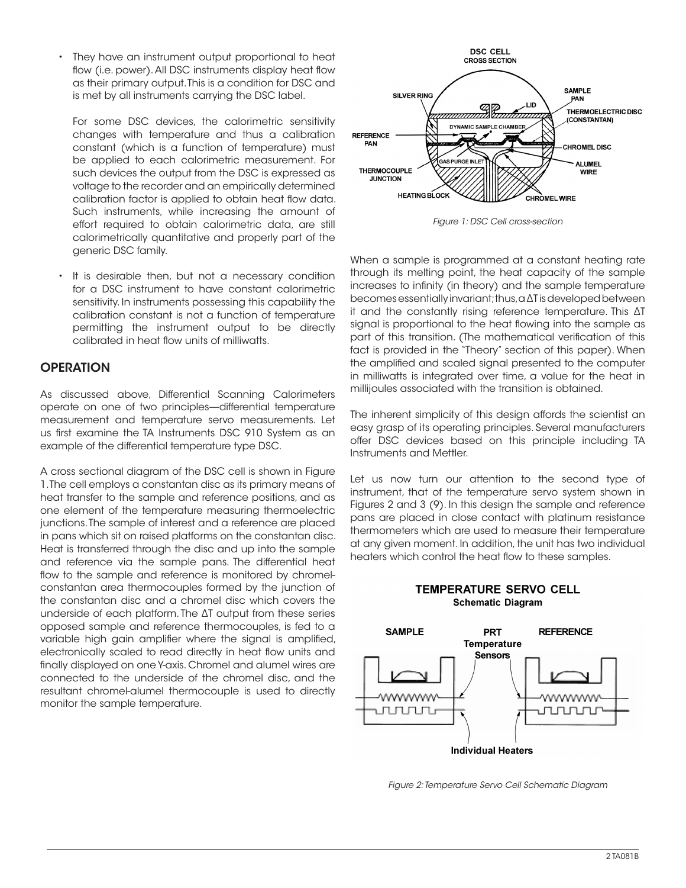- They have an instrument output proportional to heat flow (i.e. power). All DSC instruments display heat flow as their primary output. This is a condition for DSC and is met by all instruments carrying the DSC label.

  For some DSC devices, the calorimetric sensitivity changes with temperature and thus a calibration constant (which is a function of temperature) must be applied to each calorimetric measurement. For such devices the output from the DSC is expressed as voltage to the recorder and an empirically determined calibration factor is applied to obtain heat flow data. Such instruments, while increasing the amount of effort required to obtain calorimetric data, are still calorimetrically quantitative and properly part of the generic DSC family.

- It is desirable then, but not a necessary condition for a DSC instrument to have constant calorimetric sensitivity. In instruments possessing this capability the calibration constant is not a function of temperature permitting the instrument output to be directly calibrated in heat flow units of milliwatts.

## OPERATION

As discussed above, Differential Scanning Calorimeters operate on one of two principles—differential temperature measurement and temperature servo measurements. Let us first examine the TA Instruments DSC 910 System as an example of the differential temperature type DSC.

A cross sectional diagram of the DSC cell is shown in Figure 1. The cell employs a constantan disc as its primary means of heat transfer to the sample and reference positions, and as one element of the temperature measuring thermoelectric junctions. The sample of interest and a reference are placed in pans which sit on raised platforms on the constantan disc. Heat is transferred through the disc and up into the sample and reference via the sample pans. The differential heat flow to the sample and reference is monitored by chromel-constantan area thermocouples formed by the junction of the constantan disc and a chromel disc which covers the underside of each platform. The $\Delta T$ output from these series opposed sample and reference thermocouples, is fed to a variable high gain amplifier where the signal is amplified, electronically scaled to read directly in heat flow units and finally displayed on one Y-axis. Chromel and alumel wires are connected to the underside of the chromel disc, and the resultant chromel-alumel thermocouple is used to directly monitor the sample temperature.

DSC CELL CROSS SECTION

*Figure 1: DSC Cell cross-section*

When a sample is programmed at a constant heating rate through its melting point, the heat capacity of the sample increases to infinity (in theory) and the sample temperature becomes essentially invariant; thus, a $\Delta T$ is developed between it and the constantly rising reference temperature. This $\Delta T$ signal is proportional to the heat flowing into the sample as part of this transition. (The mathematical verification of this fact is provided in the "Theory" section of this paper). When the amplified and scaled signal presented to the computer in milliwatts is integrated over time, a value for the heat in millijoules associated with the transition is obtained.

The inherent simplicity of this design affords the scientist an easy grasp of its operating principles. Several manufacturers offer DSC devices based on this principle including TA Instruments and Mettler.

Let us now turn our attention to the second type of instrument, that of the temperature servo system shown in Figures 2 and 3 (9). In this design the sample and reference pans are placed in close contact with platinum resistance thermometers which are used to measure their temperature at any given moment. In addition, the unit has two individual heaters which control the heat flow to these samples.

TEMPERATURE SERVO CELL Schematic Diagram

*Figure 2: Temperature Servo Cell Schematic Diagram*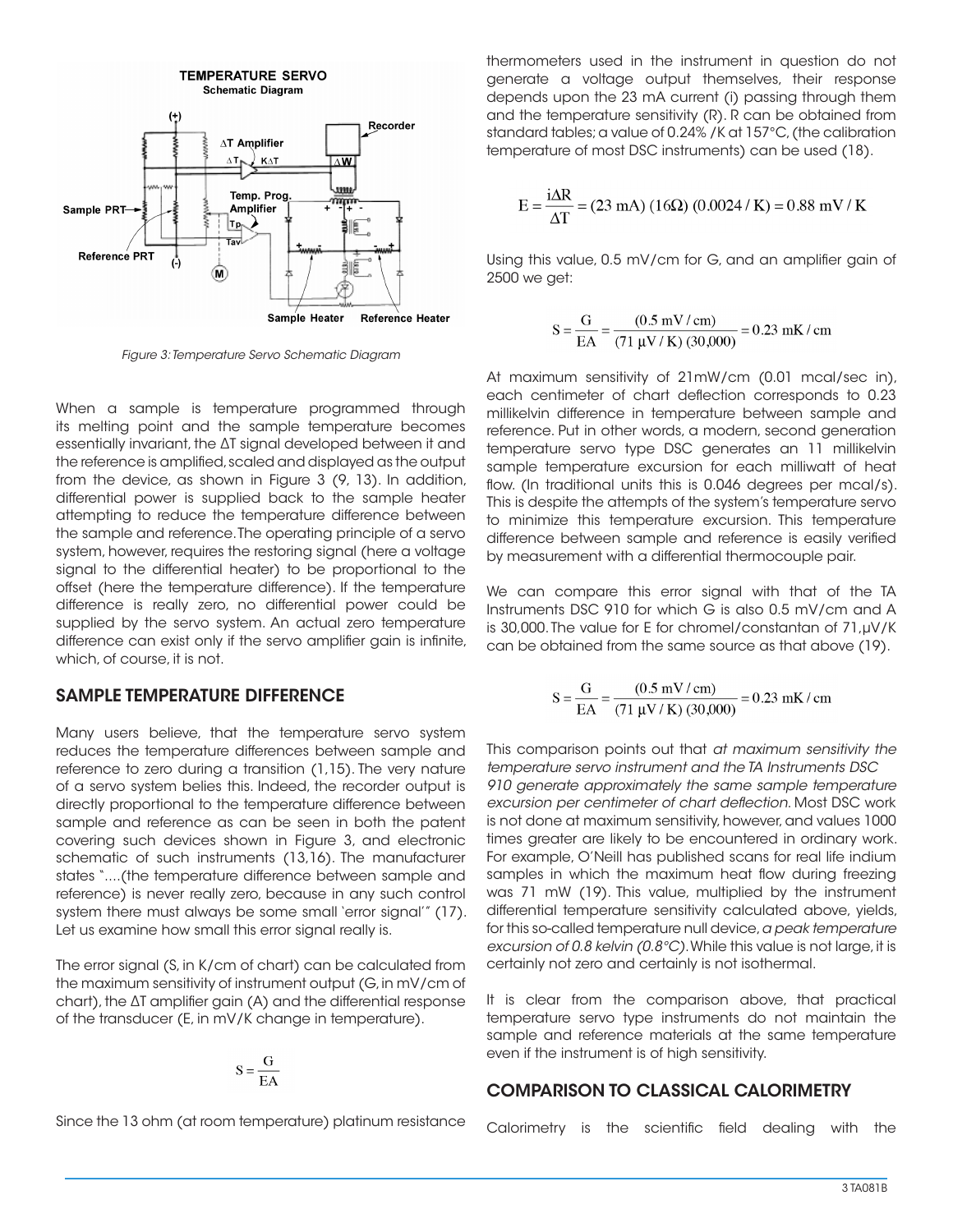Figure 3: Temperature Servo Schematic Diagram

When a sample is temperature programmed through its melting point and the sample temperature becomes essentially invariant, the ΔT signal developed between it and the reference is amplified, scaled and displayed as the output from the device, as shown in Figure 3 (9, 13). In addition, differential power is supplied back to the sample heater attempting to reduce the temperature difference between the sample and reference. The operating principle of a servo system, however, requires the restoring signal (here a voltage signal to the differential heater) to be proportional to the offset (here the temperature difference). If the temperature difference is really zero, no differential power could be supplied by the servo system. An actual zero temperature difference can exist only if the servo amplifier gain is infinite, which, of course, it is not.

## SAMPLE TEMPERATURE DIFFERENCE

Many users believe, that the temperature servo system reduces the temperature differences between sample and reference to zero during a transition (1,15). The very nature of a servo system belies this. Indeed, the recorder output is directly proportional to the temperature difference between sample and reference as can be seen in both the patent covering such devices shown in Figure 3, and electronic schematic of such instruments (13,16). The manufacturer states "....(the temperature difference between sample and reference) is never really zero, because in any such control system there must always be some small 'error signal'" (17). Let us examine how small this error signal really is.

The error signal (S, in K/cm of chart) can be calculated from the maximum sensitivity of instrument output (G, in mV/cm of chart), the ΔT amplifier gain (A) and the differential response of the transducer (E, in mV/K change in temperature).

$$S = \frac{G}{EA}$$

Since the 13 ohm (at room temperature) platinum resistance thermometers used in the instrument in question do not generate a voltage output themselves, their response depends upon the 23 mA current (i) passing through them and the temperature sensitivity (R). R can be obtained from standard tables; a value of 0.24% /K at 157°C, (the calibration temperature of most DSC instruments) can be used (18).

$$E = \frac{i\Delta R}{\Delta T} = (23 \text{ mA})\ (16\Omega)\ (0.0024\,/\,\text{K}) = 0.88 \text{ mV}\,/\,\text{K}$$

Using this value, 0.5 mV/cm for G, and an amplifier gain of 2500 we get:

$$S = \frac{G}{EA} = \frac{(0.5 \text{ mV}\,/\,\text{cm})}{(71\ \mu\text{V}\,/\,\text{K})\ (30{,}000)} = 0.23 \text{ mK}\,/\,\text{cm}$$

At maximum sensitivity of 21mW/cm (0.01 mcal/sec in), each centimeter of chart deflection corresponds to 0.23 millikelvin difference in temperature between sample and reference. Put in other words, a modern, second generation temperature servo type DSC generates an 11 millikelvin sample temperature excursion for each milliwatt of heat flow. (In traditional units this is 0.046 degrees per mcal/s). This is despite the attempts of the system's temperature servo to minimize this temperature excursion. This temperature difference between sample and reference is easily verified by measurement with a differential thermocouple pair.

We can compare this error signal with that of the TA Instruments DSC 910 for which G is also 0.5 mV/cm and A is 30,000. The value for E for chromel/constantan of 71,μV/K can be obtained from the same source as that above (19).

$$S = \frac{G}{EA} = \frac{(0.5 \text{ mV}\,/\,\text{cm})}{(71\ \mu\text{V}\,/\,\text{K})\ (30{,}000)} = 0.23 \text{ mK}\,/\,\text{cm}$$

This comparison points out that *at maximum sensitivity the temperature servo instrument and the TA Instruments DSC 910 generate approximately the same sample temperature excursion per centimeter of chart deflection.* Most DSC work is not done at maximum sensitivity, however, and values 1000 times greater are likely to be encountered in ordinary work. For example, O'Neill has published scans for real life indium samples in which the maximum heat flow during freezing was 71 mW (19). This value, multiplied by the instrument differential temperature sensitivity calculated above, yields, for this so-called temperature null device, *a peak temperature excursion of 0.8 kelvin (0.8°C).* While this value is not large, it is certainly not zero and certainly is not isothermal.

It is clear from the comparison above, that practical temperature servo type instruments do not maintain the sample and reference materials at the same temperature even if the instrument is of high sensitivity.

## COMPARISON TO CLASSICAL CALORIMETRY

Calorimetry is the scientific field dealing with the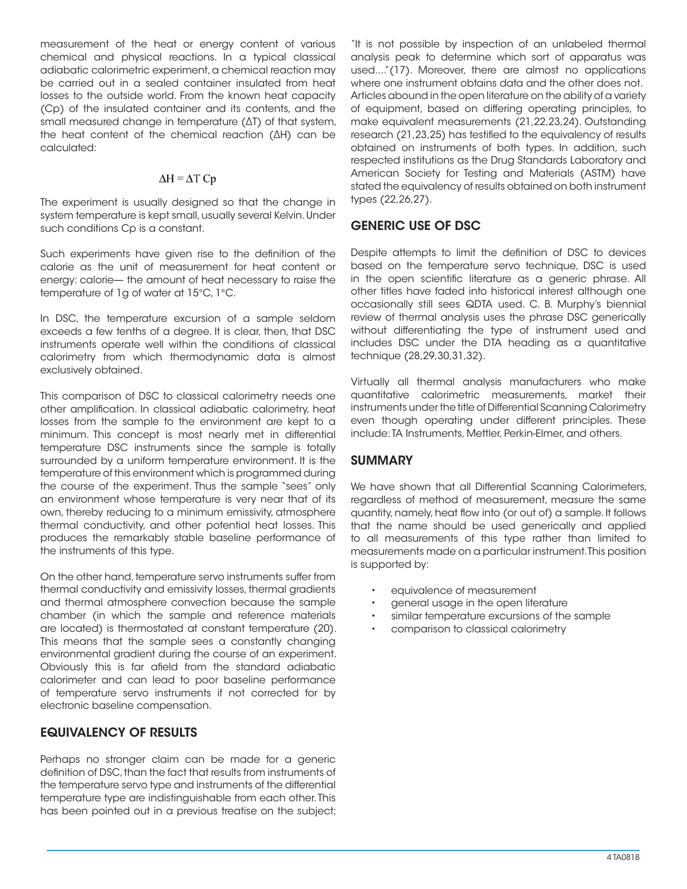measurement of the heat or energy content of various chemical and physical reactions. In a typical classical adiabatic calorimetric experiment, a chemical reaction may be carried out in a sealed container insulated from heat losses to the outside world. From the known heat capacity (Cp) of the insulated container and its contents, and the small measured change in temperature (ΔT) of that system, the heat content of the chemical reaction (ΔH) can be calculated:

$$\Delta H = \Delta T\ Cp$$

The experiment is usually designed so that the change in system temperature is kept small, usually several Kelvin. Under such conditions Cp is a constant.

Such experiments have given rise to the definition of the calorie as the unit of measurement for heat content or energy: calorie— the amount of heat necessary to raise the temperature of 1g of water at 15°C, 1°C.

In DSC, the temperature excursion of a sample seldom exceeds a few tenths of a degree. It is clear, then, that DSC instruments operate well within the conditions of classical calorimetry from which thermodynamic data is almost exclusively obtained.

This comparison of DSC to classical calorimetry needs one other amplification. In classical adiabatic calorimetry, heat losses from the sample to the environment are kept to a minimum. This concept is most nearly met in differential temperature DSC instruments since the sample is totally surrounded by a uniform temperature environment. It is the temperature of this environment which is programmed during the course of the experiment. Thus the sample "sees" only an environment whose temperature is very near that of its own, thereby reducing to a minimum emissivity, atmosphere thermal conductivity, and other potential heat losses. This produces the remarkably stable baseline performance of the instruments of this type.

On the other hand, temperature servo instruments suffer from thermal conductivity and emissivity losses, thermal gradients and thermal atmosphere convection because the sample chamber (in which the sample and reference materials are located) is thermostated at constant temperature (20). This means that the sample sees a constantly changing environmental gradient during the course of an experiment. Obviously this is far afield from the standard adiabatic calorimeter and can lead to poor baseline performance of temperature servo instruments if not corrected for by electronic baseline compensation.

## EQUIVALENCY OF RESULTS

Perhaps no stronger claim can be made for a generic definition of DSC, than the fact that results from instruments of the temperature servo type and instruments of the differential temperature type are indistinguishable from each other. This has been pointed out in a previous treatise on the subject; "It is not possible by inspection of an unlabeled thermal analysis peak to determine which sort of apparatus was used...." (17). Moreover, there are almost no applications where one instrument obtains data and the other does not. Articles abound in the open literature on the ability of a variety of equipment, based on differing operating principles, to make equivalent measurements (21,22,23,24). Outstanding research (21,23,25) has testified to the equivalency of results obtained on instruments of both types. In addition, such respected institutions as the Drug Standards Laboratory and American Society for Testing and Materials (ASTM) have stated the equivalency of results obtained on both instrument types (22,26,27).

## GENERIC USE OF DSC

Despite attempts to limit the definition of DSC to devices based on the temperature servo technique, DSC is used in the open scientific literature as a generic phrase. All other titles have faded into historical interest although one occasionally still sees QDTA used. C. B. Murphy's biennial review of thermal analysis uses the phrase DSC generically without differentiating the type of instrument used and includes DSC under the DTA heading as a quantitative technique (28,29,30,31,32).

Virtually all thermal analysis manufacturers who make quantitative calorimetric measurements, market their instruments under the title of Differential Scanning Calorimetry even though operating under different principles. These include: TA Instruments, Mettler, Perkin-Elmer, and others.

## SUMMARY

We have shown that all Differential Scanning Calorimeters, regardless of method of measurement, measure the same quantity, namely, heat flow into (or out of) a sample. It follows that the name should be used generically and applied to all measurements of this type rather than limited to measurements made on a particular instrument. This position is supported by:

- equivalence of measurement
- general usage in the open literature
- similar temperature excursions of the sample
- comparison to classical calorimetry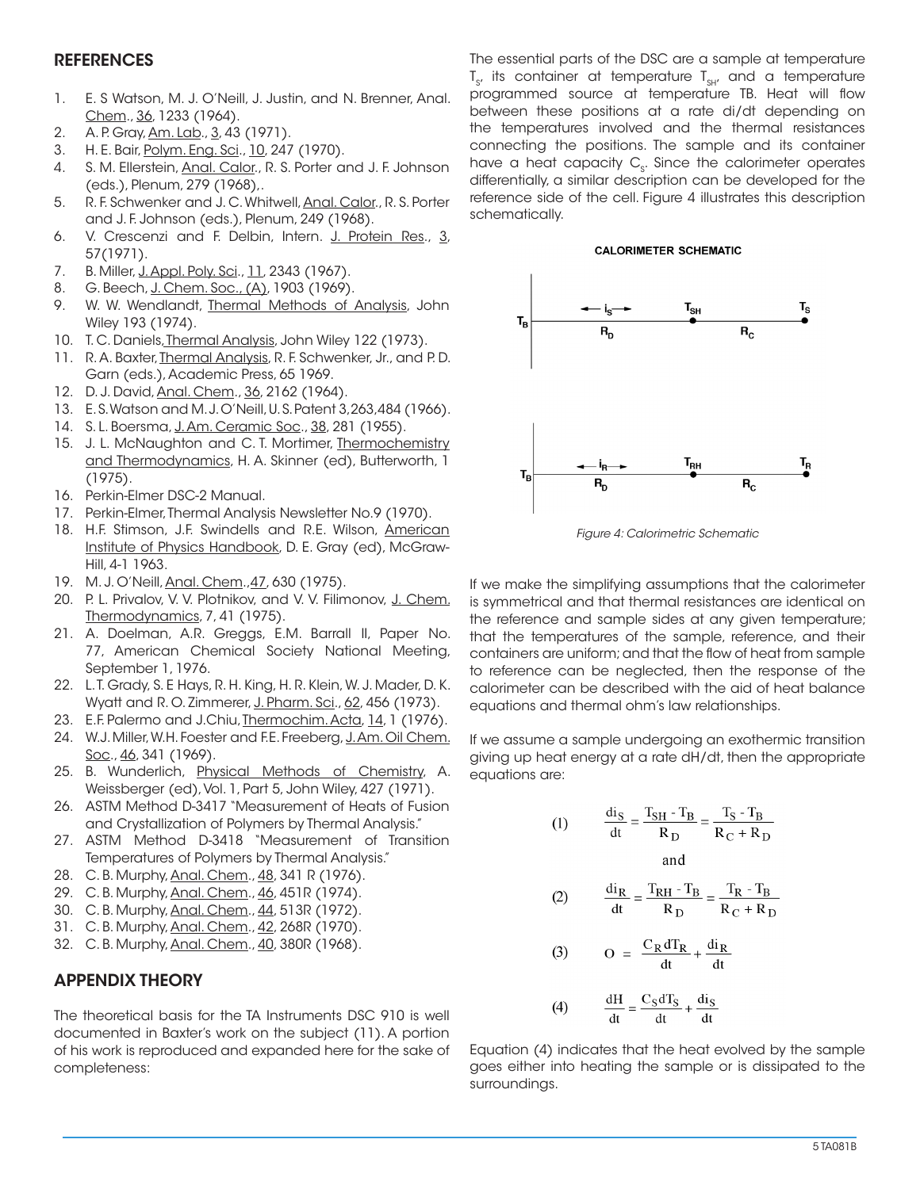## REFERENCES

1. E. S Watson, M. J. O'Neill, J. Justin, and N. Brenner, Anal. Chem., 36, 1233 (1964).
2. A. P. Gray, Am. Lab., 3, 43 (1971).
3. H. E. Bair, Polym. Eng. Sci., 10, 247 (1970).
4. S. M. Ellerstein, Anal. Calor., R. S. Porter and J. F. Johnson (eds.), Plenum, 279 (1968),.
5. R. F. Schwenker and J. C. Whitwell, Anal. Calor., R. S. Porter and J. F. Johnson (eds.), Plenum, 249 (1968).
6. V. Crescenzi and F. Delbin, Intern. J. Protein Res., 3, 57(1971).
7. B. Miller, J. Appl. Poly. Sci., 11, 2343 (1967).
8. G. Beech, J. Chem. Soc., (A), 1903 (1969).
9. W. W. Wendlandt, Thermal Methods of Analysis, John Wiley 193 (1974).
10. T. C. Daniels, Thermal Analysis, John Wiley 122 (1973).
11. R. A. Baxter, Thermal Analysis, R. F. Schwenker, Jr., and P. D. Garn (eds.), Academic Press, 65 1969.
12. D. J. David, Anal. Chem., 36, 2162 (1964).
13. E. S. Watson and M. J. O'Neill, U. S. Patent 3,263,484 (1966).
14. S. L. Boersma, J. Am. Ceramic Soc., 38, 281 (1955).
15. J. L. McNaughton and C. T. Mortimer, Thermochemistry and Thermodynamics, H. A. Skinner (ed), Butterworth, 1 (1975).
16. Perkin-Elmer DSC-2 Manual.
17. Perkin-Elmer, Thermal Analysis Newsletter No.9 (1970).
18. H.F. Stimson, J.F. Swindells and R.E. Wilson, American Institute of Physics Handbook, D. E. Gray (ed), McGraw-Hill, 4-1 1963.
19. M. J. O'Neill, Anal. Chem., 47, 630 (1975).
20. P. L. Privalov, V. V. Plotnikov, and V. V. Filimonov, J. Chem. Thermodynamics, 7, 41 (1975).
21. A. Doelman, A.R. Greggs, E.M. Barrall II, Paper No. 77, American Chemical Society National Meeting, September 1, 1976.
22. L. T. Grady, S. E Hays, R. H. King, H. R. Klein, W. J. Mader, D. K. Wyatt and R. O. Zimmerer, J. Pharm. Sci., 62, 456 (1973).
23. E.F. Palermo and J.Chiu, Thermochim. Acta, 14, 1 (1976).
24. W.J. Miller, W.H. Foester and F.E. Freeberg, J. Am. Oil Chem. Soc., 46, 341 (1969).
25. B. Wunderlich, Physical Methods of Chemistry, A. Weissberger (ed), Vol. 1, Part 5, John Wiley, 427 (1971).
26. ASTM Method D-3417 "Measurement of Heats of Fusion and Crystallization of Polymers by Thermal Analysis."
27. ASTM Method D-3418 "Measurement of Transition Temperatures of Polymers by Thermal Analysis."
28. C. B. Murphy, Anal. Chem., 48, 341 R (1976).
29. C. B. Murphy, Anal. Chem., 46, 451R (1974).
30. C. B. Murphy, Anal. Chem., 44, 513R (1972).
31. C. B. Murphy, Anal. Chem., 42, 268R (1970).
32. C. B. Murphy, Anal. Chem., 40, 380R (1968).

## APPENDIX THEORY

The theoretical basis for the TA Instruments DSC 910 is well documented in Baxter's work on the subject (11). A portion of his work is reproduced and expanded here for the sake of completeness:

The essential parts of the DSC are a sample at temperature $T_S$, its container at temperature $T_{SH}$, and a temperature programmed source at temperature TB. Heat will flow between these positions at a rate di/dt depending on the temperatures involved and the thermal resistances connecting the positions. The sample and its container have a heat capacity $C_S$. Since the calorimeter operates differentially, a similar description can be developed for the reference side of the cell. Figure 4 illustrates this description schematically.

**CALORIMETER SCHEMATIC**

*Figure 4: Calorimetric Schematic*

If we make the simplifying assumptions that the calorimeter is symmetrical and that thermal resistances are identical on the reference and sample sides at any given temperature; that the temperatures of the sample, reference, and their containers are uniform; and that the flow of heat from sample to reference can be neglected, then the response of the calorimeter can be described with the aid of heat balance equations and thermal ohm's law relationships.

If we assume a sample undergoing an exothermic transition giving up heat energy at a rate dH/dt, then the appropriate equations are:

$$(1) \qquad \frac{di_S}{dt} = \frac{T_{SH} - T_B}{R_D} = \frac{T_S - T_B}{R_C + R_D}$$

and

$$(2) \qquad \frac{di_R}{dt} = \frac{T_{RH} - T_B}{R_D} = \frac{T_R - T_B}{R_C + R_D}$$

$$(3) \qquad O = \frac{C_R \, dT_R}{dt} + \frac{di_R}{dt}$$

$$(4) \qquad \frac{dH}{dt} = \frac{C_S \, dT_S}{dt} + \frac{di_S}{dt}$$

Equation (4) indicates that the heat evolved by the sample goes either into heating the sample or is dissipated to the surroundings.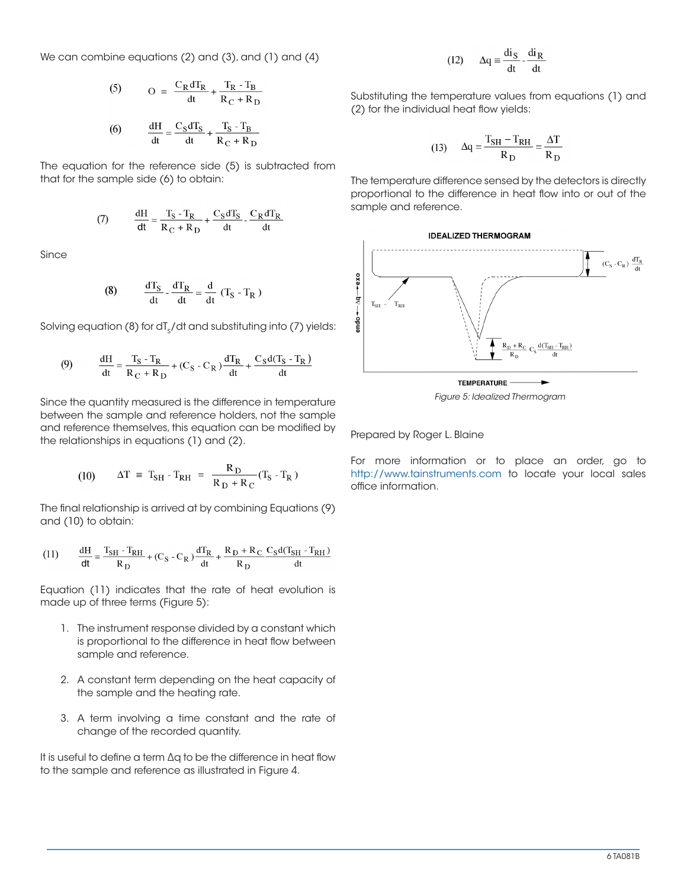We can combine equations (2) and (3), and (1) and (4)

$$(5) \qquad O = \frac{C_R dT_R}{dt} + \frac{T_R - T_B}{R_C + R_D}$$

$$(6) \qquad \frac{dH}{dt} = \frac{C_S dT_S}{dt} + \frac{T_S - T_B}{R_C + R_D}$$

The equation for the reference side (5) is subtracted from that for the sample side (6) to obtain:

$$(7) \qquad \frac{dH}{dt} = \frac{T_S - T_R}{R_C + R_D} + \frac{C_S dT_S}{dt} - \frac{C_R dT_R}{dt}$$

Since

$$(8) \qquad \frac{dT_S}{dt} - \frac{dT_R}{dt} = \frac{d}{dt}(T_S - T_R)$$

Solving equation (8) for $dT_S/dt$ and substituting into (7) yields:

$$(9) \qquad \frac{dH}{dt} = \frac{T_S - T_R}{R_C + R_D} + (C_S - C_R)\frac{dT_R}{dt} + \frac{C_S d(T_S - T_R)}{dt}$$

Since the quantity measured is the difference in temperature between the sample and reference holders, not the sample and reference themselves, this equation can be modified by the relationships in equations (1) and (2).

$$(10) \qquad \Delta T \equiv T_{SH} - T_{RH} = \frac{R_D}{R_D + R_C}(T_S - T_R)$$

The final relationship is arrived at by combining Equations (9) and (10) to obtain:

$$(11) \qquad \frac{dH}{dt} = \frac{T_{SH} - T_{RH}}{R_D} + (C_S - C_R)\frac{dT_R}{dt} + \frac{R_D + R_C}{R_D}\frac{C_S d(T_{SH} - T_{RH})}{dt}$$

Equation (11) indicates that the rate of heat evolution is made up of three terms (Figure 5):

1. The instrument response divided by a constant which is proportional to the difference in heat flow between sample and reference.
2. A constant term depending on the heat capacity of the sample and the heating rate.
3. A term involving a time constant and the rate of change of the recorded quantity.

It is useful to define a term Δq to be the difference in heat flow to the sample and reference as illustrated in Figure 4.

$$(12) \qquad \Delta q \equiv \frac{di_S}{dt} - \frac{di_R}{dt}$$

Substituting the temperature values from equations (1) and (2) for the individual heat flow yields:

$$(13) \qquad \Delta q = \frac{T_{SH} - T_{RH}}{R_D} = \frac{\Delta T}{R_D}$$

The temperature difference sensed by the detectors is directly proportional to the difference in heat flow into or out of the sample and reference.

IDEALIZED THERMOGRAM

endo ← Δq → exo

$T_{SH} - T_{RH}$

$(C_S - C_R)\frac{dT_R}{dt}$

$\frac{R_D + R_C}{R_D} C_S \frac{d(T_{SH} - T_{RH})}{dt}$

TEMPERATURE

*Figure 5: Idealized Thermogram*

Prepared by Roger L. Blaine

For more information or to place an order, go to http://www.tainstruments.com to locate your local sales office information.